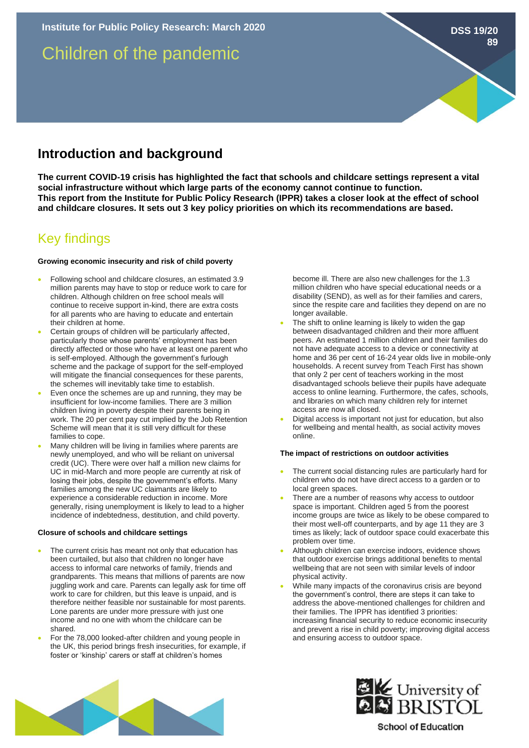Institute for Public Policy Research: March 2020

DSS 19/20 89

# Children of the pandemic

## Introduction and background

**The current COVID-19 crisis has highlighted the fact that schools and childcare settings represent a vital social infrastructure without which large parts of the economy cannot continue to function. This report from the Institute for Public Policy Research (IPPR) takes a closer look at the effect of school and childcare closures. It sets out 3 key policy priorities on which its recommendations are based.**

## Key findings

#### Growing economic insecurity and risk of child poverty

- Following school and childcare closures, an estimated 3.9 million parents may have to stop or reduce work to care for children. Although children on free school meals will continue to receive support in-kind, there are extra costs for all parents who are having to educate and entertain their children at home.
- Certain groups of children will be particularly affected, particularly those whose parents' employment has been directly affected or those who have at least one parent who is self-employed. Although the government's furlough scheme and the package of support for the self-employed will mitigate the financial consequences for these parents, the schemes will inevitably take time to establish.
- Even once the schemes are up and running, they may be insufficient for low-income families. There are 3 million children living in poverty despite their parents being in work. The 20 per cent pay cut implied by the Job Retention Scheme will mean that it is still very difficult for these families to cope.
- Many children will be living in families where parents are newly unemployed, and who will be reliant on universal credit (UC). There were over half a million new claims for UC in mid-March and more people are currently at risk of losing their jobs, despite the government's efforts. Many families among the new UC claimants are likely to experience a considerable reduction in income. More generally, rising unemployment is likely to lead to a higher incidence of indebtedness, destitution, and child poverty.

#### Closure of schools and childcare settings

- The current crisis has meant not only that education has been curtailed, but also that children no longer have access to informal care networks of family, friends and grandparents. This means that millions of parents are now juggling work and care. Parents can legally ask for time off work to care for children, but this leave is unpaid, and is therefore neither feasible nor sustainable for most parents. Lone parents are under more pressure with just one income and no one with whom the childcare can be shared.
- For the 78,000 looked-after children and young people in the UK, this period brings fresh insecurities, for example, if foster or 'kinship' carers or staff at children's homes become ill. There are also new challenges for the 1.3 million children who have special educational needs or a disability (SEND), as well as for their families and carers, since the respite care and facilities they depend on are no longer available.
- The shift to online learning is likely to widen the gap between disadvantaged children and their more affluent peers. An estimated 1 million children and their families do not have adequate access to a device or connectivity at home and 36 per cent of 16-24 year olds live in mobile-only households. A recent survey from Teach First has shown that only 2 per cent of teachers working in the most disadvantaged schools believe their pupils have adequate access to online learning. Furthermore, the cafes, schools, and libraries on which many children rely for internet access are now all closed.
- Digital access is important not just for education, but also for wellbeing and mental health, as social activity moves online.

#### The impact of restrictions on outdoor activities

- The current social distancing rules are particularly hard for children who do not have direct access to a garden or to local green spaces.
- There are a number of reasons why access to outdoor space is important. Children aged 5 from the poorest income groups are twice as likely to be obese compared to their most well-off counterparts, and by age 11 they are 3 times as likely; lack of outdoor space could exacerbate this problem over time.
- Although children can exercise indoors, evidence shows that outdoor exercise brings additional benefits to mental wellbeing that are not seen with similar levels of indoor physical activity.
- While many impacts of the coronavirus crisis are beyond the government's control, there are steps it can take to address the above-mentioned challenges for children and their families. The IPPR has identified 3 priorities: increasing financial security to reduce economic insecurity and prevent a rise in child poverty; improving digital access and ensuring access to outdoor space.

University of Bristol
School of Education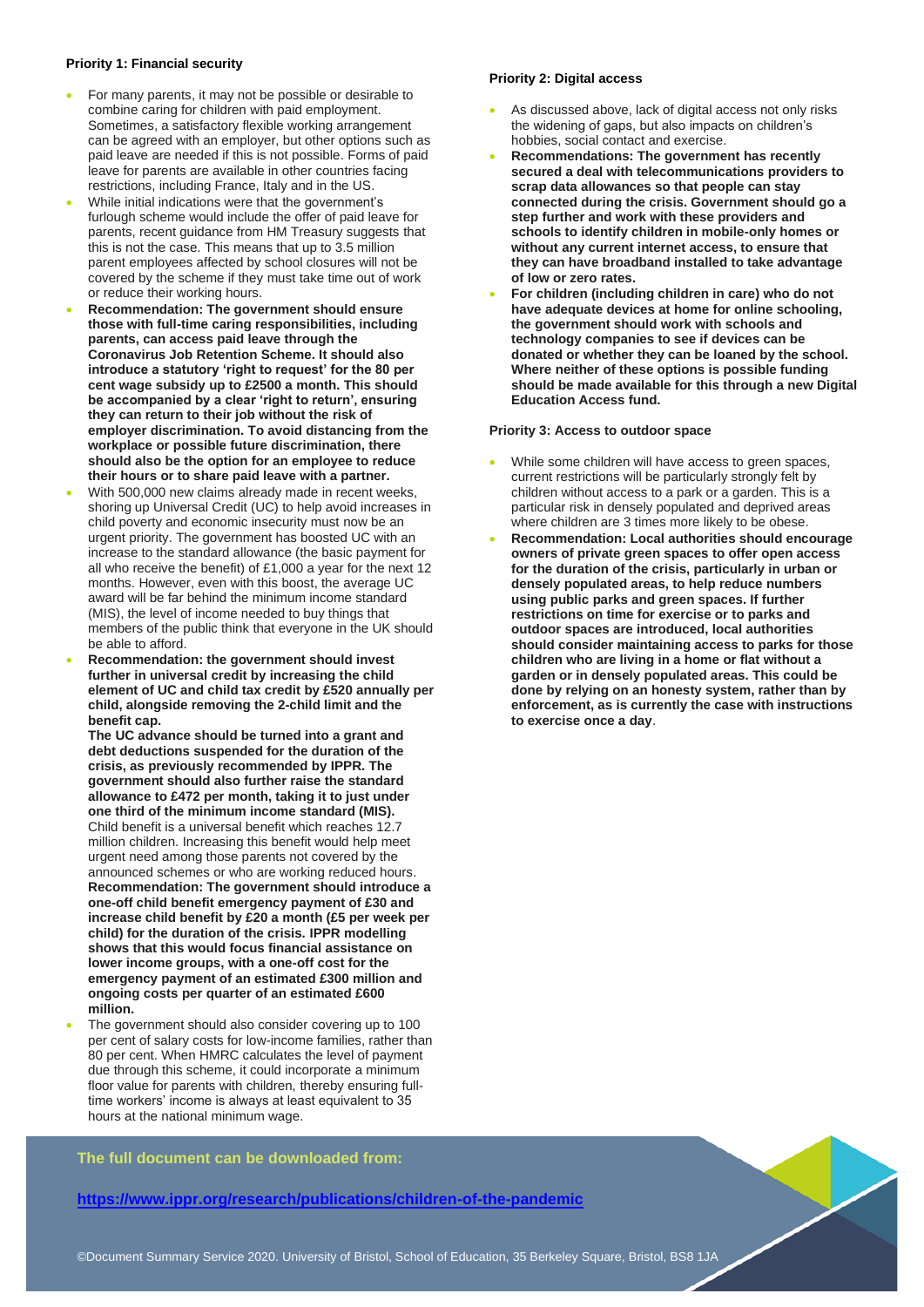**Priority 1: Financial security**

- For many parents, it may not be possible or desirable to combine caring for children with paid employment. Sometimes, a satisfactory flexible working arrangement can be agreed with an employer, but other options such as paid leave are needed if this is not possible. Forms of paid leave for parents are available in other countries facing restrictions, including France, Italy and in the US.
- While initial indications were that the government's furlough scheme would include the offer of paid leave for parents, recent guidance from HM Treasury suggests that this is not the case. This means that up to 3.5 million parent employees affected by school closures will not be covered by the scheme if they must take time out of work or reduce their working hours.
- **Recommendation: The government should ensure those with full-time caring responsibilities, including parents, can access paid leave through the Coronavirus Job Retention Scheme. It should also introduce a statutory 'right to request' for the 80 per cent wage subsidy up to £2500 a month. This should be accompanied by a clear 'right to return', ensuring they can return to their job without the risk of employer discrimination. To avoid distancing from the workplace or possible future discrimination, there should also be the option for an employee to reduce their hours or to share paid leave with a partner.**
- With 500,000 new claims already made in recent weeks, shoring up Universal Credit (UC) to help avoid increases in child poverty and economic insecurity must now be an urgent priority. The government has boosted UC with an increase to the standard allowance (the basic payment for all who receive the benefit) of £1,000 a year for the next 12 months. However, even with this boost, the average UC award will be far behind the minimum income standard (MIS), the level of income needed to buy things that members of the public think that everyone in the UK should be able to afford.
- **Recommendation: the government should invest further in universal credit by increasing the child element of UC and child tax credit by £520 annually per child, alongside removing the 2-child limit and the benefit cap.**

  **The UC advance should be turned into a grant and debt deductions suspended for the duration of the crisis, as previously recommended by IPPR. The government should also further raise the standard allowance to £472 per month, taking it to just under one third of the minimum income standard (MIS).**

  Child benefit is a universal benefit which reaches 12.7 million children. Increasing this benefit would help meet urgent need among those parents not covered by the announced schemes or who are working reduced hours.

  **Recommendation: The government should introduce a one-off child benefit emergency payment of £30 and increase child benefit by £20 a month (£5 per week per child) for the duration of the crisis. IPPR modelling shows that this would focus financial assistance on lower income groups, with a one-off cost for the emergency payment of an estimated £300 million and ongoing costs per quarter of an estimated £600 million.**
- The government should also consider covering up to 100 per cent of salary costs for low-income families, rather than 80 per cent. When HMRC calculates the level of payment due through this scheme, it could incorporate a minimum floor value for parents with children, thereby ensuring full-time workers' income is always at least equivalent to 35 hours at the national minimum wage.

**Priority 2: Digital access**

- As discussed above, lack of digital access not only risks the widening of gaps, but also impacts on children's hobbies, social contact and exercise.
- **Recommendations: The government has recently secured a deal with telecommunications providers to scrap data allowances so that people can stay connected during the crisis. Government should go a step further and work with these providers and schools to identify children in mobile-only homes or without any current internet access, to ensure that they can have broadband installed to take advantage of low or zero rates.**
- **For children (including children in care) who do not have adequate devices at home for online schooling, the government should work with schools and technology companies to see if devices can be donated or whether they can be loaned by the school. Where neither of these options is possible funding should be made available for this through a new Digital Education Access fund.**

**Priority 3: Access to outdoor space**

- While some children will have access to green spaces, current restrictions will be particularly strongly felt by children without access to a park or a garden. This is a particular risk in densely populated and deprived areas where children are 3 times more likely to be obese.
- **Recommendation: Local authorities should encourage owners of private green spaces to offer open access for the duration of the crisis, particularly in urban or densely populated areas, to help reduce numbers using public parks and green spaces. If further restrictions on time for exercise or to parks and outdoor spaces are introduced, local authorities should consider maintaining access to parks for those children who are living in a home or flat without a garden or in densely populated areas. This could be done by relying on an honesty system, rather than by enforcement, as is currently the case with instructions to exercise once a day**.

**The full document can be downloaded from:**

https://www.ippr.org/research/publications/children-of-the-pandemic

©Document Summary Service 2020. University of Bristol, School of Education, 35 Berkeley Square, Bristol, BS8 1JA